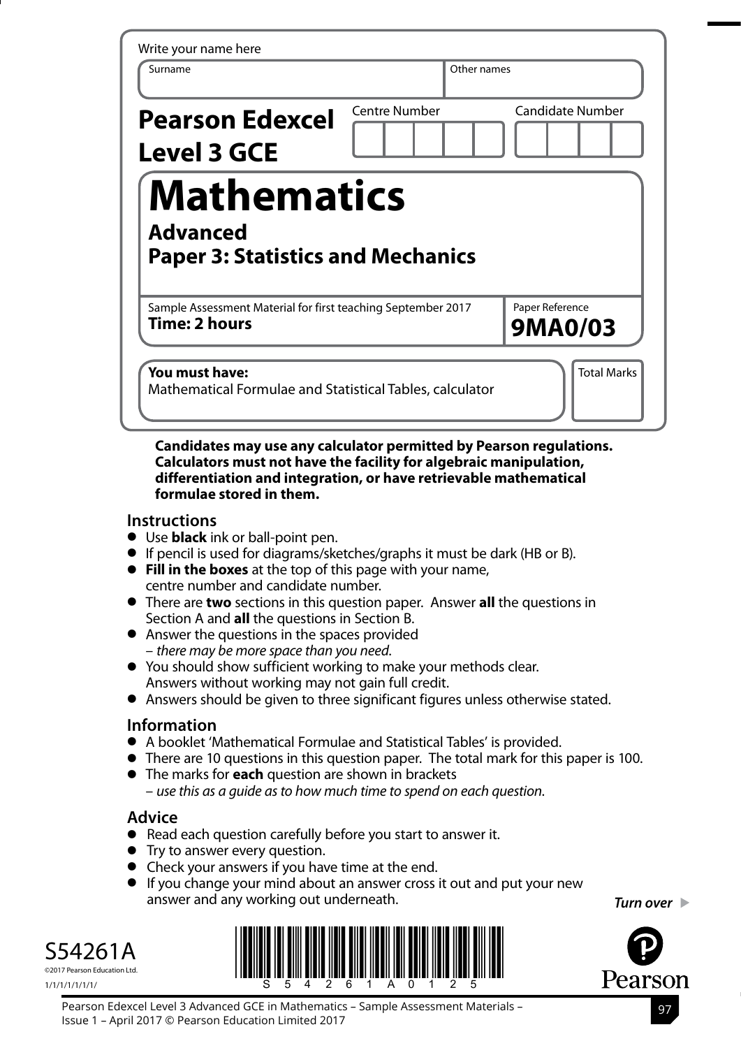Write your name here

| Surname | Other names |
|---|---|
| | |

**Pearson Edexcel Level 3 GCE**

| Centre Number | Candidate Number |
|---|---|
| | |

# Mathematics

## Advanced

## Paper 3: Statistics and Mechanics

Sample Assessment Material for first teaching September 2017

**Time: 2 hours**

Paper Reference **9MA0/03**

**You must have:**
Mathematical Formulae and Statistical Tables, calculator

Total Marks

**Candidates may use any calculator permitted by Pearson regulations. Calculators must not have the facility for algebraic manipulation, differentiation and integration, or have retrievable mathematical formulae stored in them.**

### Instructions

- Use **black** ink or ball-point pen.
- If pencil is used for diagrams/sketches/graphs it must be dark (HB or B).
- **Fill in the boxes** at the top of this page with your name, centre number and candidate number.
- There are **two** sections in this question paper. Answer **all** the questions in Section A and **all** the questions in Section B.
- Answer the questions in the spaces provided – *there may be more space than you need.*
- You should show sufficient working to make your methods clear. Answers without working may not gain full credit.
- Answers should be given to three significant figures unless otherwise stated.

### Information

- A booklet 'Mathematical Formulae and Statistical Tables' is provided.
- There are 10 questions in this question paper. The total mark for this paper is 100.
- The marks for **each** question are shown in brackets – *use this as a guide as to how much time to spend on each question.*

### Advice

- Read each question carefully before you start to answer it.
- Try to answer every question.
- Check your answers if you have time at the end.
- If you change your mind about an answer cross it out and put your new answer and any working out underneath.

***Turn over***

S54261A

©2017 Pearson Education Ltd.

1/1/1/1/1/1/1/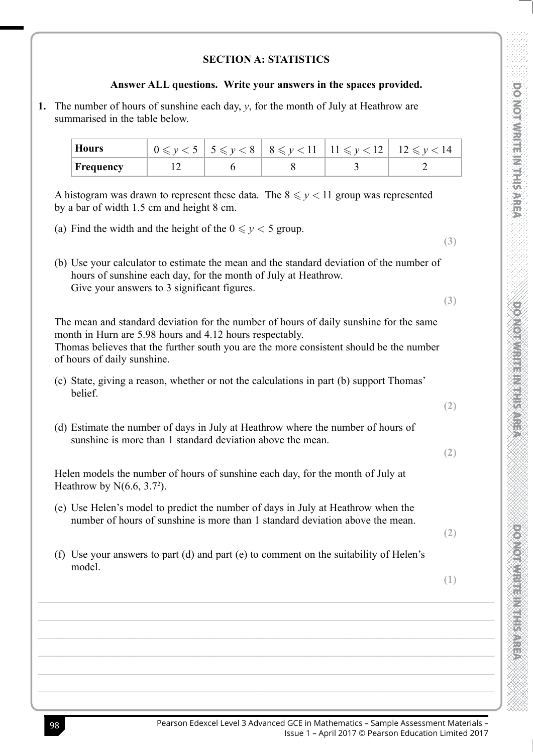## SECTION A: STATISTICS

**Answer ALL questions. Write your answers in the spaces provided.**

**1.** The number of hours of sunshine each day, $y$, for the month of July at Heathrow are summarised in the table below.

| **Hours** | $0 \leqslant y < 5$ | $5 \leqslant y < 8$ | $8 \leqslant y < 11$ | $11 \leqslant y < 12$ | $12 \leqslant y < 14$ |
|---|---|---|---|---|---|
| **Frequency** | 12 | 6 | 8 | 3 | 2 |

A histogram was drawn to represent these data. The $8 \leqslant y < 11$ group was represented by a bar of width 1.5 cm and height 8 cm.

(a) Find the width and the height of the $0 \leqslant y < 5$ group.

**(3)**

(b) Use your calculator to estimate the mean and the standard deviation of the number of hours of sunshine each day, for the month of July at Heathrow.
Give your answers to 3 significant figures.

**(3)**

The mean and standard deviation for the number of hours of daily sunshine for the same month in Hurn are 5.98 hours and 4.12 hours respectably.
Thomas believes that the further south you are the more consistent should be the number of hours of daily sunshine.

(c) State, giving a reason, whether or not the calculations in part (b) support Thomas' belief.

**(2)**

(d) Estimate the number of days in July at Heathrow where the number of hours of sunshine is more than 1 standard deviation above the mean.

**(2)**

Helen models the number of hours of sunshine each day, for the month of July at Heathrow by $N(6.6, 3.7^2)$.

(e) Use Helen's model to predict the number of days in July at Heathrow when the number of hours of sunshine is more than 1 standard deviation above the mean.

**(2)**

(f) Use your answers to part (d) and part (e) to comment on the suitability of Helen's model.

**(1)**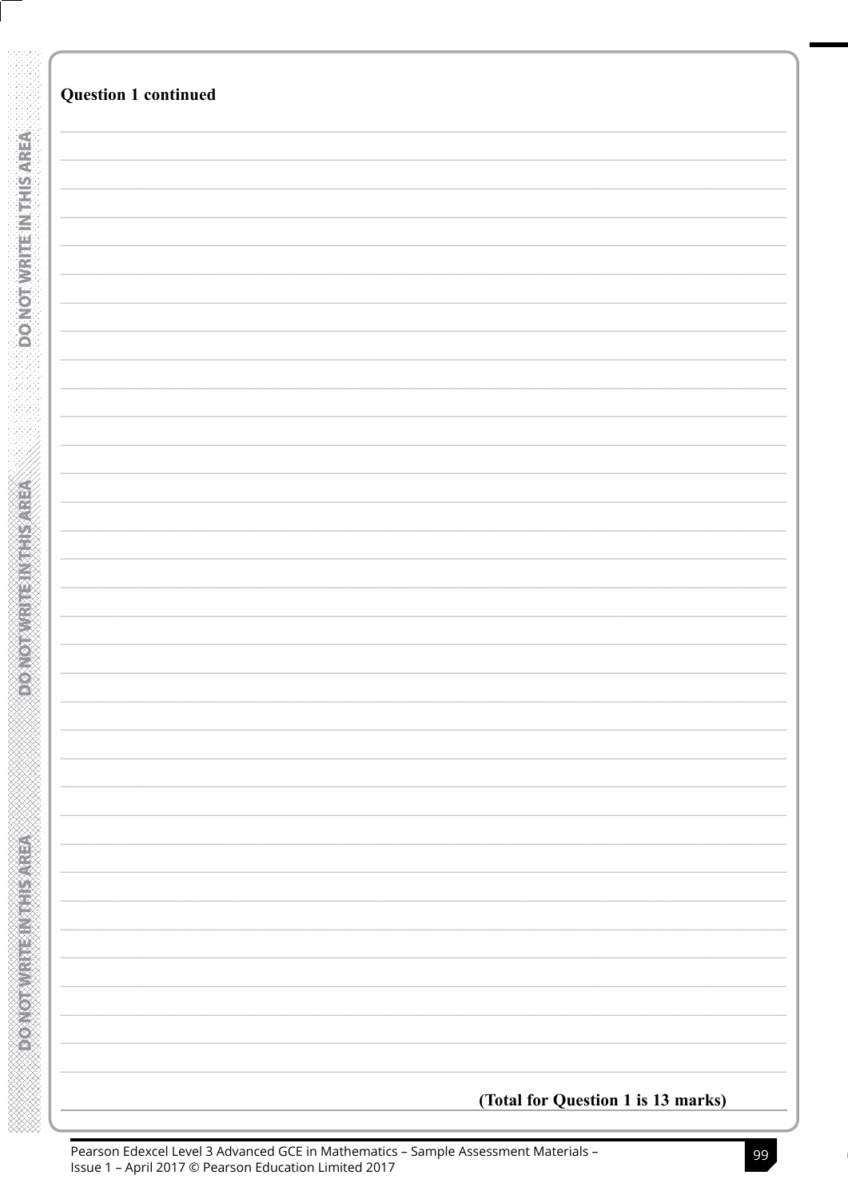**Question 1 continued**

**(Total for Question 1 is 13 marks)**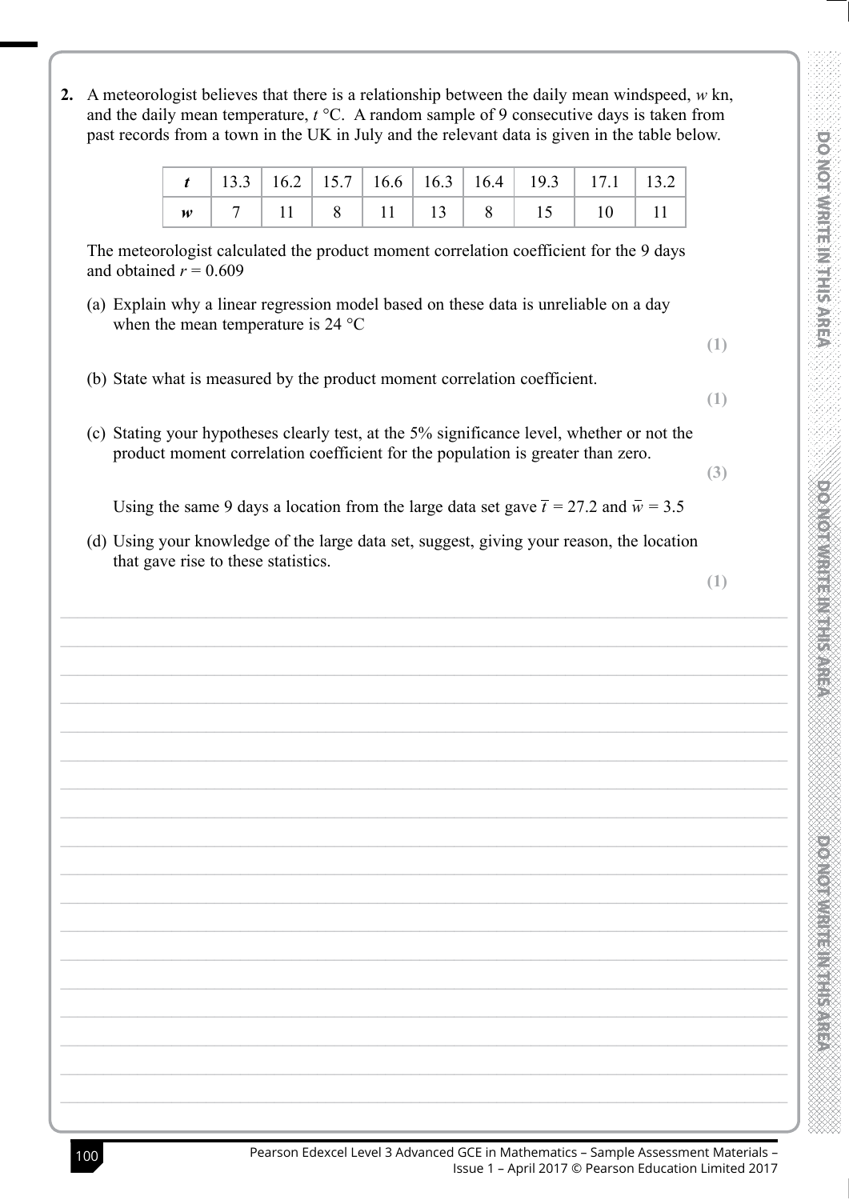**2.** A meteorologist believes that there is a relationship between the daily mean windspeed, $w$ kn, and the daily mean temperature, $t$ °C. A random sample of 9 consecutive days is taken from past records from a town in the UK in July and the relevant data is given in the table below.

| $t$ | 13.3 | 16.2 | 15.7 | 16.6 | 16.3 | 16.4 | 19.3 | 17.1 | 13.2 |
|---|---|---|---|---|---|---|---|---|---|
| $w$ | 7 | 11 | 8 | 11 | 13 | 8 | 15 | 10 | 11 |

The meteorologist calculated the product moment correlation coefficient for the 9 days and obtained $r = 0.609$

(a) Explain why a linear regression model based on these data is unreliable on a day when the mean temperature is 24 °C

**(1)**

(b) State what is measured by the product moment correlation coefficient.

**(1)**

(c) Stating your hypotheses clearly test, at the 5% significance level, whether or not the product moment correlation coefficient for the population is greater than zero.

**(3)**

Using the same 9 days a location from the large data set gave $\overline{t} = 27.2$ and $\overline{w} = 3.5$

(d) Using your knowledge of the large data set, suggest, giving your reason, the location that gave rise to these statistics.

**(1)**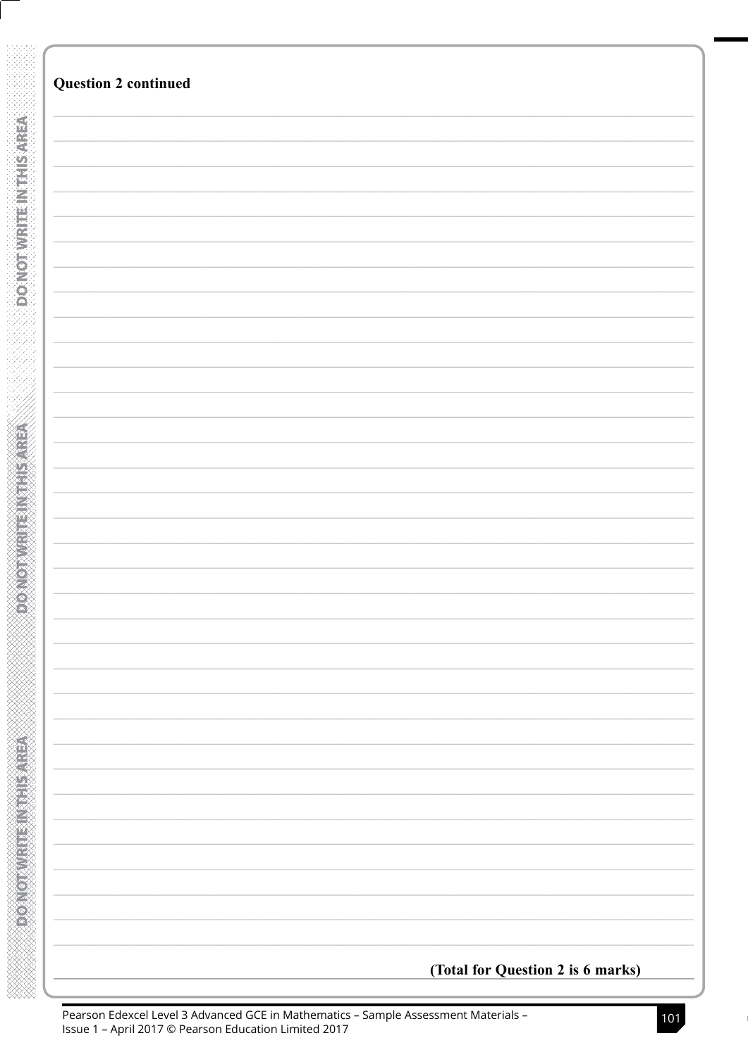**Question 2 continued**

**(Total for Question 2 is 6 marks)**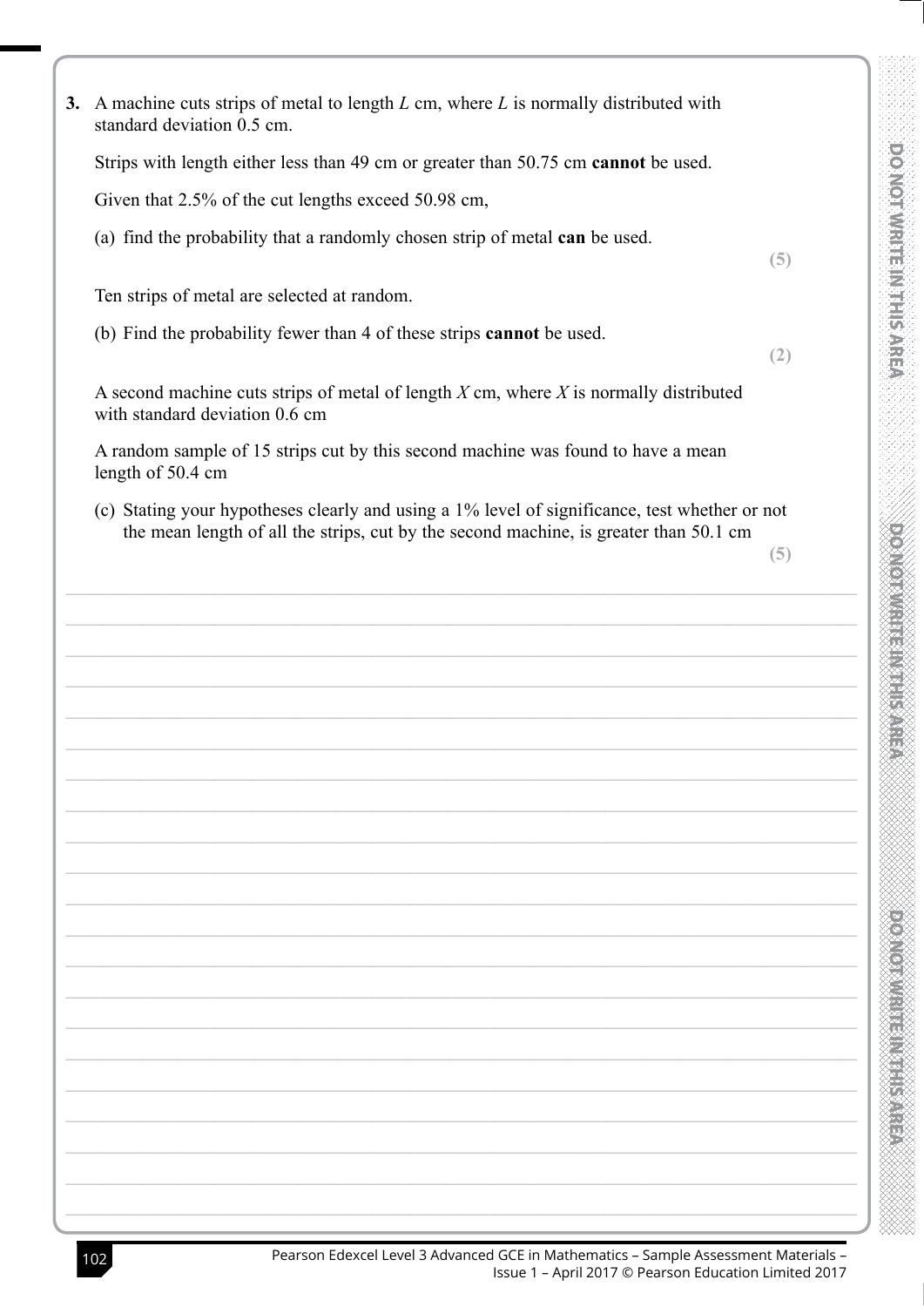**3.** A machine cuts strips of metal to length $L$ cm, where $L$ is normally distributed with standard deviation 0.5 cm.

Strips with length either less than 49 cm or greater than 50.75 cm **cannot** be used.

Given that 2.5% of the cut lengths exceed 50.98 cm,

(a) find the probability that a randomly chosen strip of metal **can** be used.

**(5)**

Ten strips of metal are selected at random.

(b) Find the probability fewer than 4 of these strips **cannot** be used.

**(2)**

A second machine cuts strips of metal of length $X$ cm, where $X$ is normally distributed with standard deviation 0.6 cm

A random sample of 15 strips cut by this second machine was found to have a mean length of 50.4 cm

(c) Stating your hypotheses clearly and using a 1% level of significance, test whether or not the mean length of all the strips, cut by the second machine, is greater than 50.1 cm

**(5)**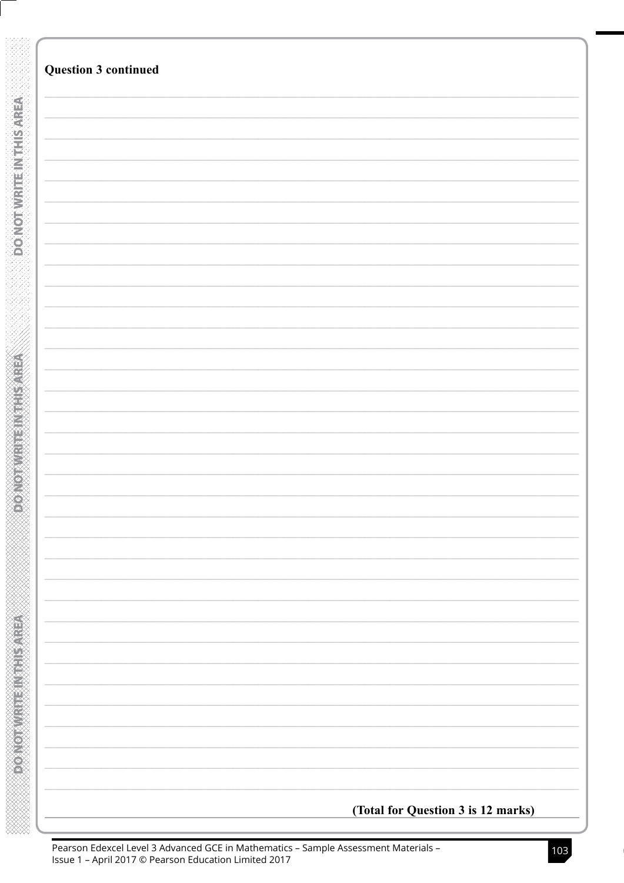**Question 3 continued**

**(Total for Question 3 is 12 marks)**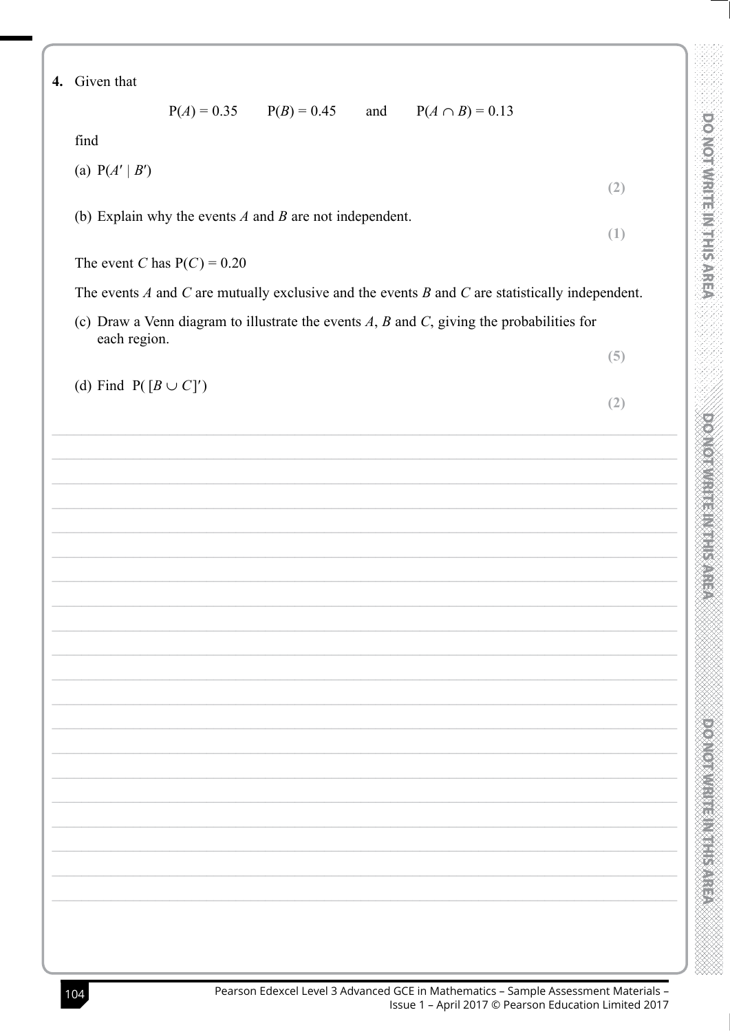**4.** Given that

$$P(A) = 0.35 \qquad P(B) = 0.45 \qquad \text{and} \qquad P(A \cap B) = 0.13$$

find

(a) $P(A' \mid B')$ **(2)**

(b) Explain why the events $A$ and $B$ are not independent. **(1)**

The event $C$ has $P(C) = 0.20$

The events $A$ and $C$ are mutually exclusive and the events $B$ and $C$ are statistically independent.

(c) Draw a Venn diagram to illustrate the events $A$, $B$ and $C$, giving the probabilities for each region. **(5)**

(d) Find $P([B \cup C]')$ **(2)**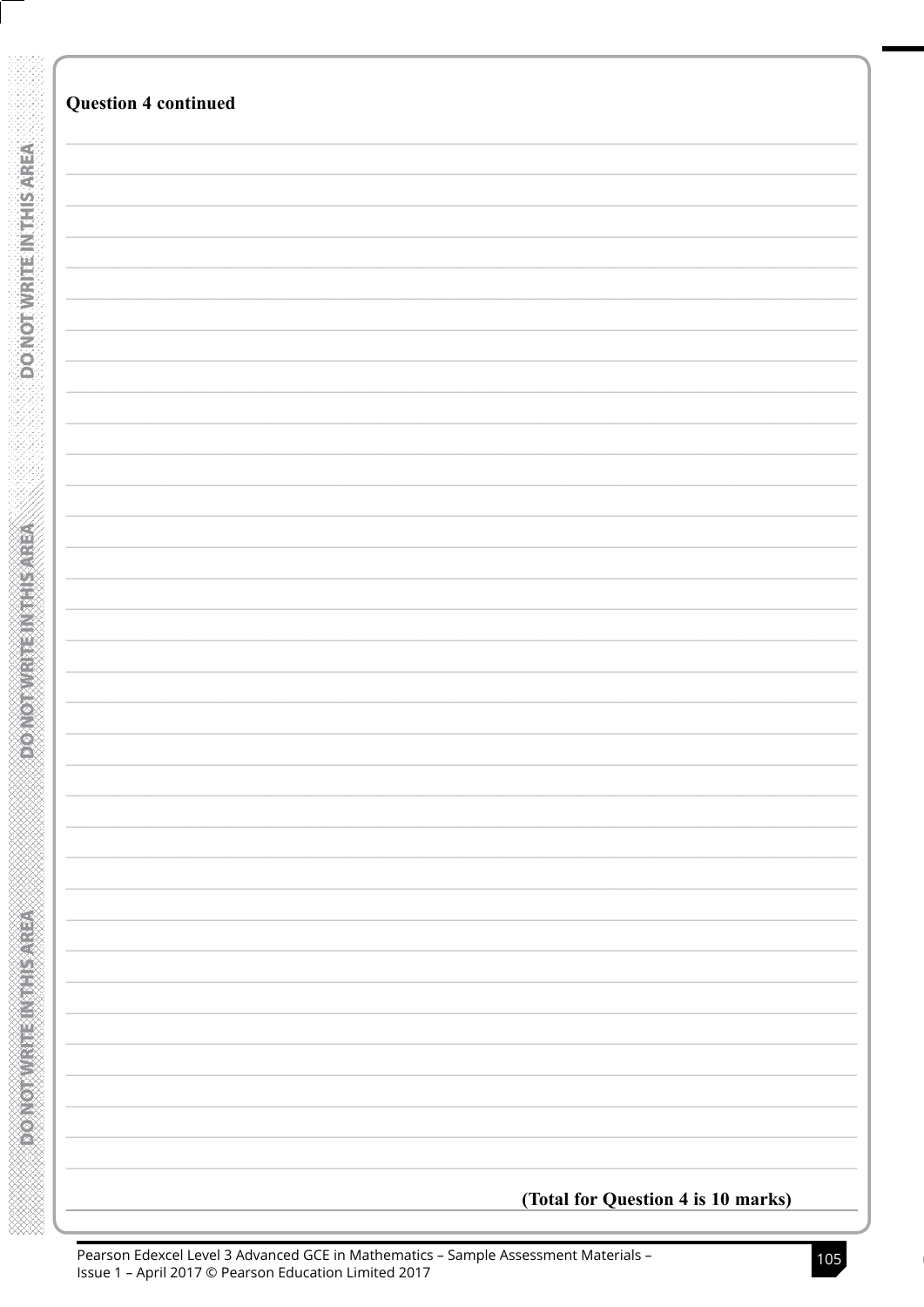**Question 4 continued**

**(Total for Question 4 is 10 marks)**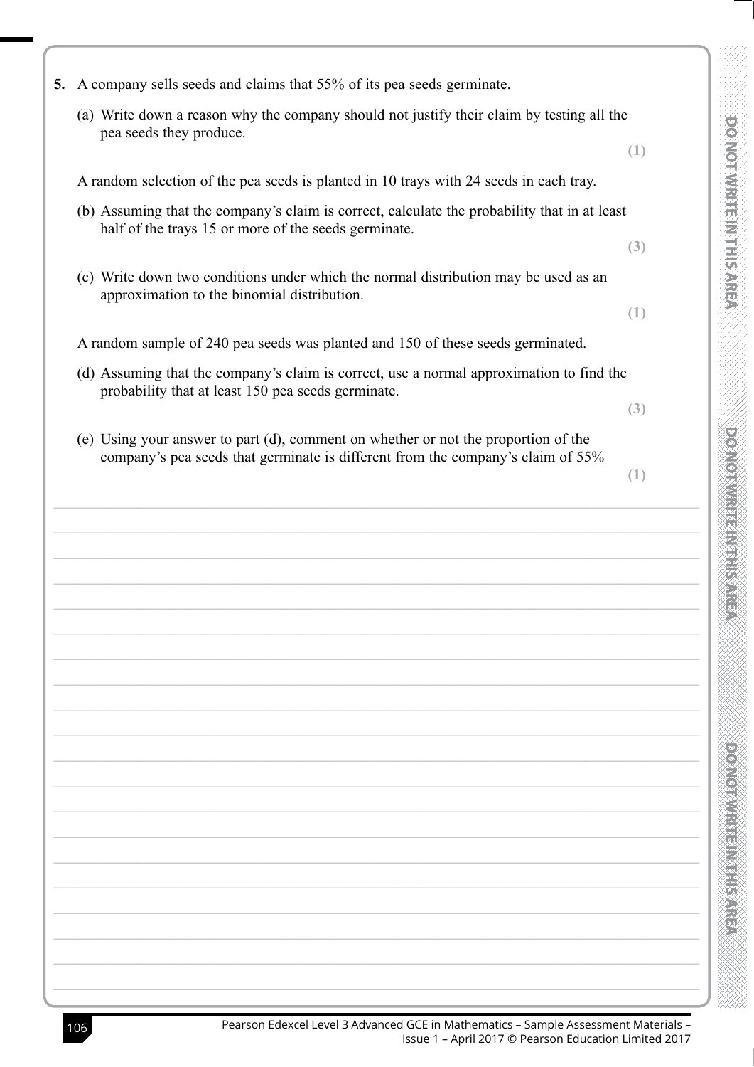**5.** A company sells seeds and claims that 55% of its pea seeds germinate.

(a) Write down a reason why the company should not justify their claim by testing all the pea seeds they produce.

**(1)**

A random selection of the pea seeds is planted in 10 trays with 24 seeds in each tray.

(b) Assuming that the company's claim is correct, calculate the probability that in at least half of the trays 15 or more of the seeds germinate.

**(3)**

(c) Write down two conditions under which the normal distribution may be used as an approximation to the binomial distribution.

**(1)**

A random sample of 240 pea seeds was planted and 150 of these seeds germinated.

(d) Assuming that the company's claim is correct, use a normal approximation to find the probability that at least 150 pea seeds germinate.

**(3)**

(e) Using your answer to part (d), comment on whether or not the proportion of the company's pea seeds that germinate is different from the company's claim of 55%

**(1)**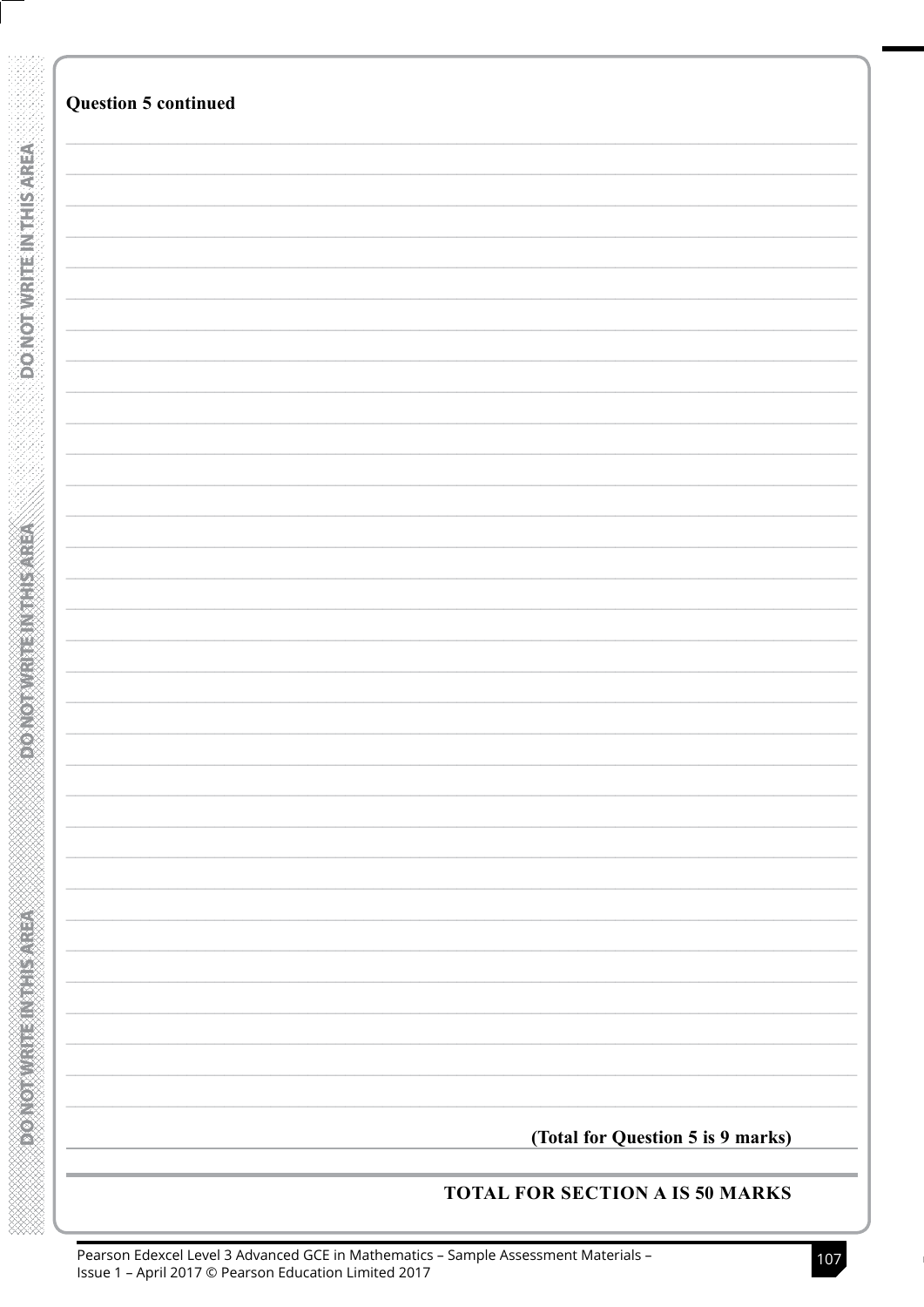**Question 5 continued**

**(Total for Question 5 is 9 marks)**

**TOTAL FOR SECTION A IS 50 MARKS**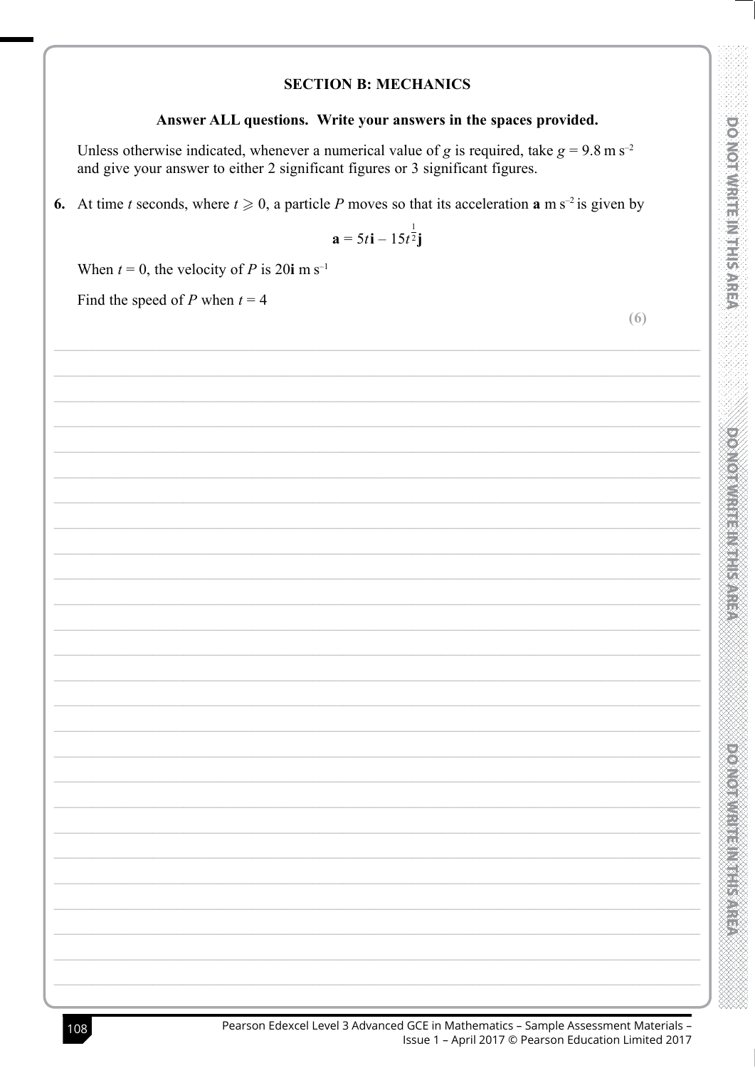## SECTION B: MECHANICS

**Answer ALL questions. Write your answers in the spaces provided.**

Unless otherwise indicated, whenever a numerical value of $g$ is required, take $g = 9.8\text{ m s}^{-2}$ and give your answer to either 2 significant figures or 3 significant figures.

**6.** At time $t$ seconds, where $t \geqslant 0$, a particle $P$ moves so that its acceleration $\mathbf{a}\text{ m s}^{-2}$ is given by

$$\mathbf{a} = 5t\mathbf{i} - 15t^{\frac{1}{2}}\mathbf{j}$$

When $t = 0$, the velocity of $P$ is $20\mathbf{i}\text{ m s}^{-1}$

Find the speed of $P$ when $t = 4$

**(6)**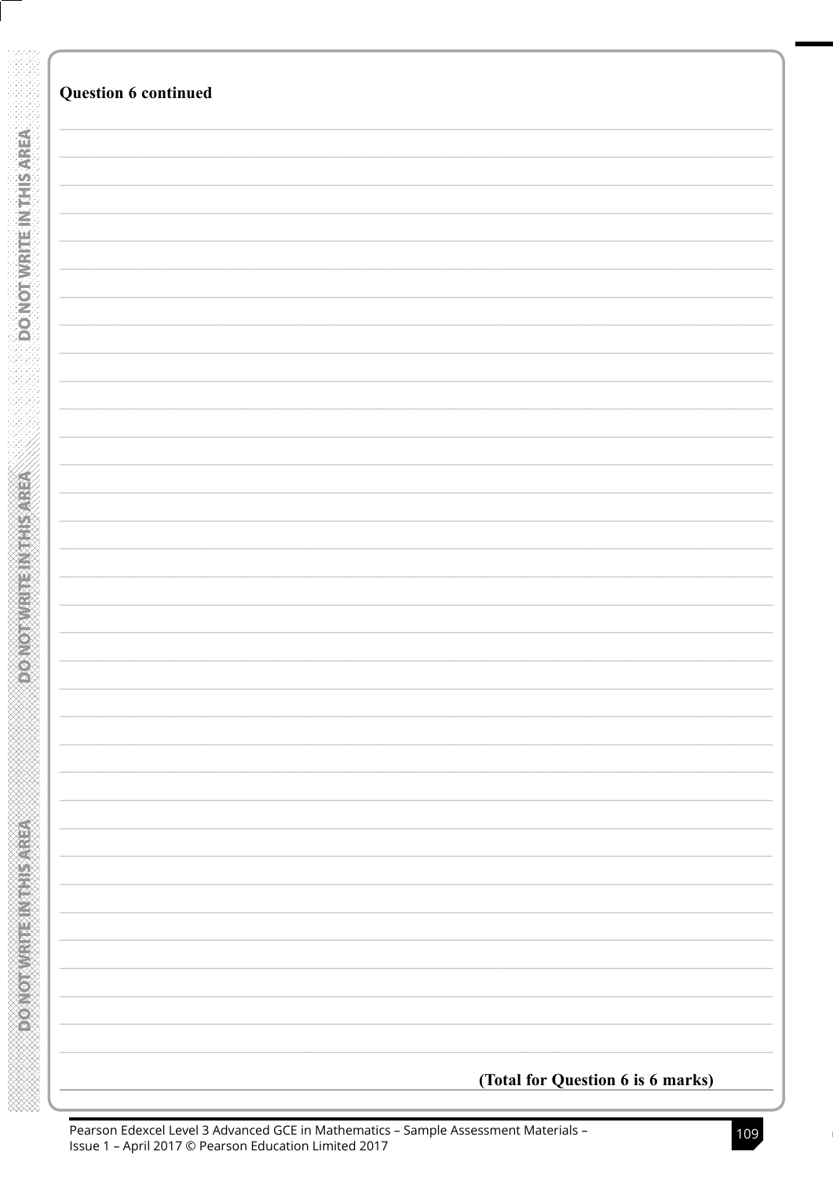**Question 6 continued**

**(Total for Question 6 is 6 marks)**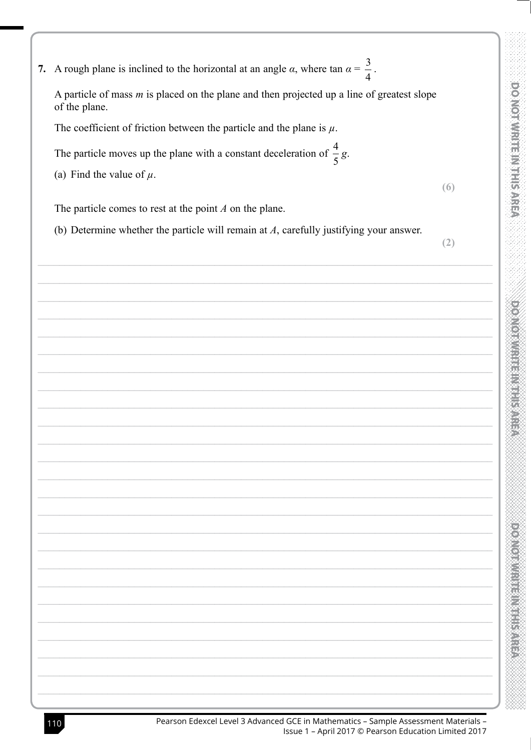**7.** A rough plane is inclined to the horizontal at an angle $\alpha$, where $\tan \alpha = \frac{3}{4}$.

A particle of mass $m$ is placed on the plane and then projected up a line of greatest slope of the plane.

The coefficient of friction between the particle and the plane is $\mu$.

The particle moves up the plane with a constant deceleration of $\frac{4}{5}g$.

(a) Find the value of $\mu$.

**(6)**

The particle comes to rest at the point $A$ on the plane.

(b) Determine whether the particle will remain at $A$, carefully justifying your answer.

**(2)**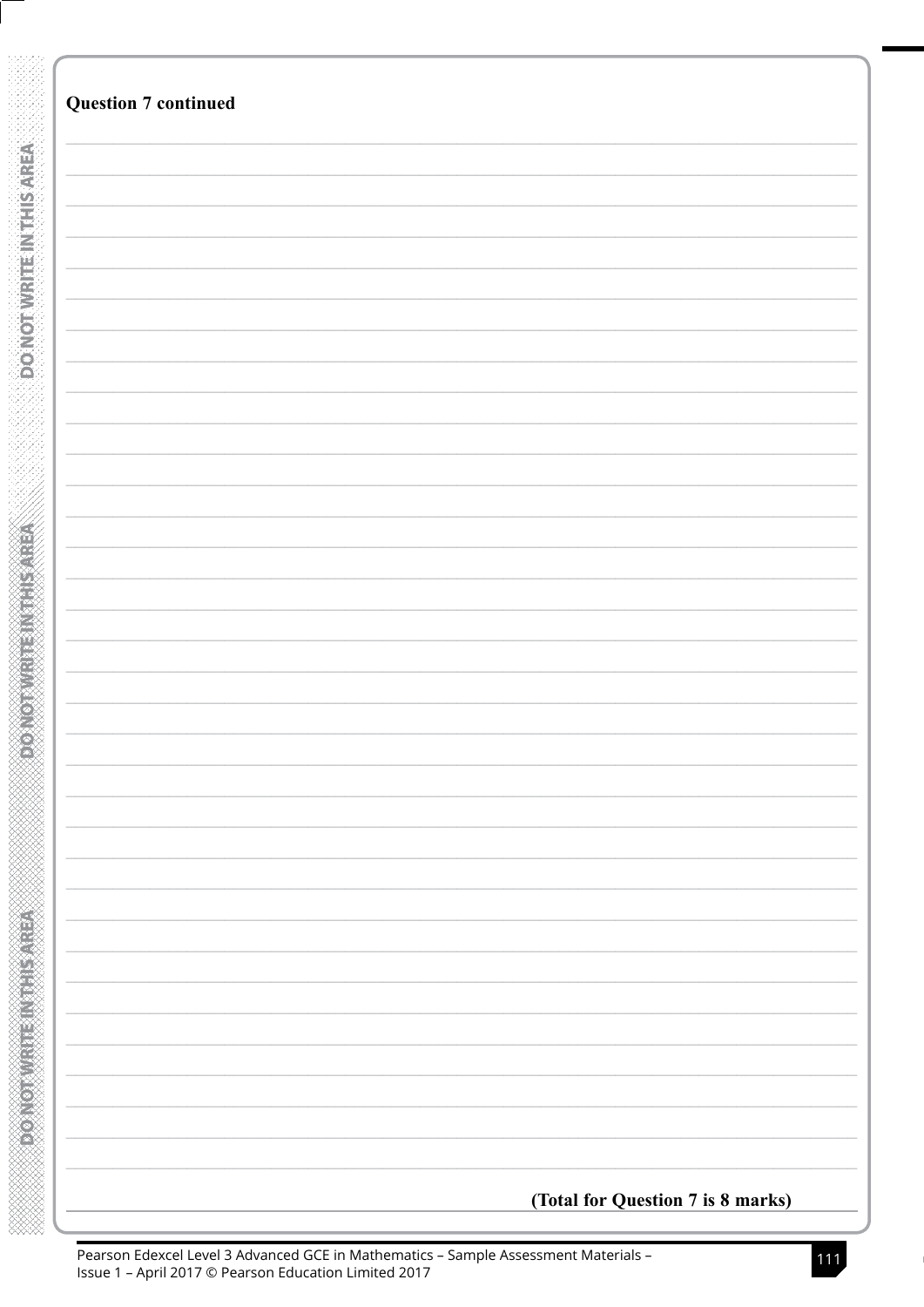**Question 7 continued**

**(Total for Question 7 is 8 marks)**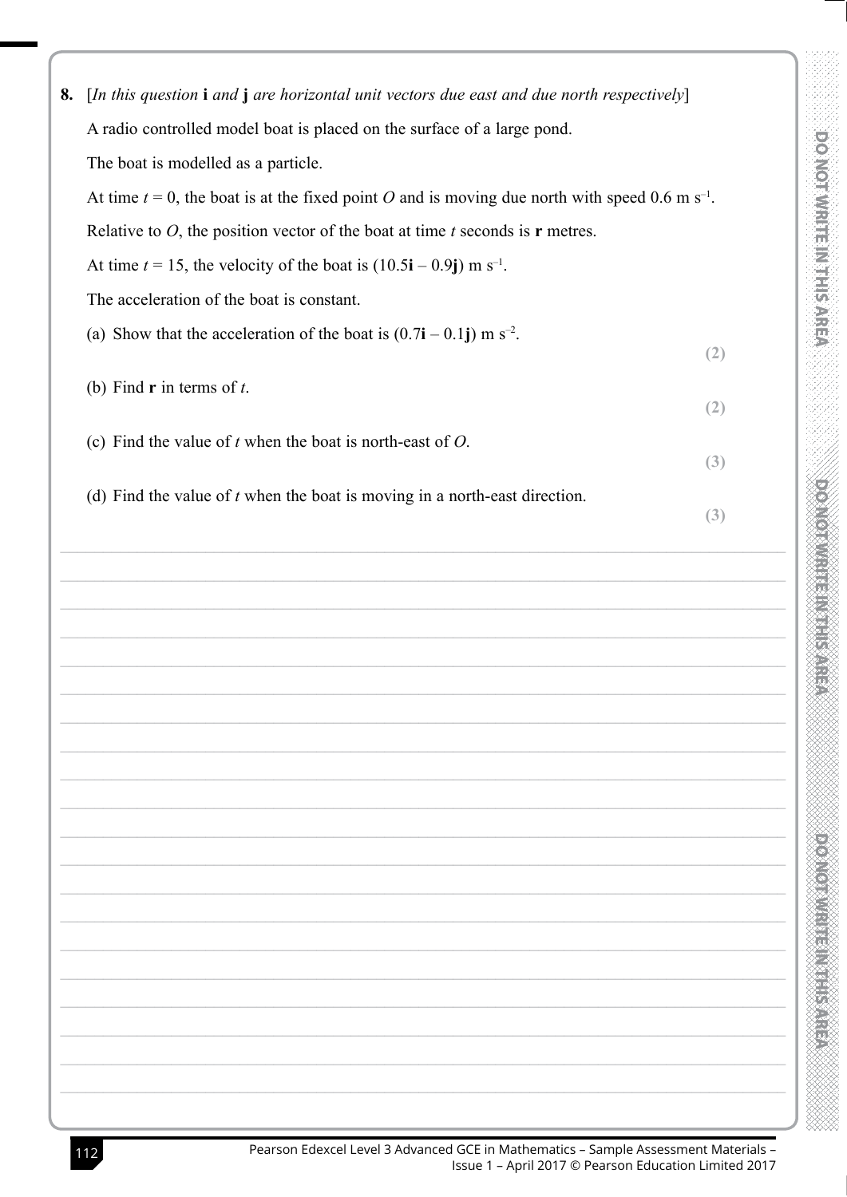**8.** [*In this question* **i** *and* **j** *are horizontal unit vectors due east and due north respectively*]

A radio controlled model boat is placed on the surface of a large pond.

The boat is modelled as a particle.

At time $t = 0$, the boat is at the fixed point $O$ and is moving due north with speed 0.6 m s$^{-1}$.

Relative to $O$, the position vector of the boat at time $t$ seconds is **r** metres.

At time $t = 15$, the velocity of the boat is $(10.5\mathbf{i} - 0.9\mathbf{j})$ m s$^{-1}$.

The acceleration of the boat is constant.

(a) Show that the acceleration of the boat is $(0.7\mathbf{i} - 0.1\mathbf{j})$ m s$^{-2}$. **(2)**

(b) Find **r** in terms of $t$. **(2)**

(c) Find the value of $t$ when the boat is north-east of $O$. **(3)**

(d) Find the value of $t$ when the boat is moving in a north-east direction. **(3)**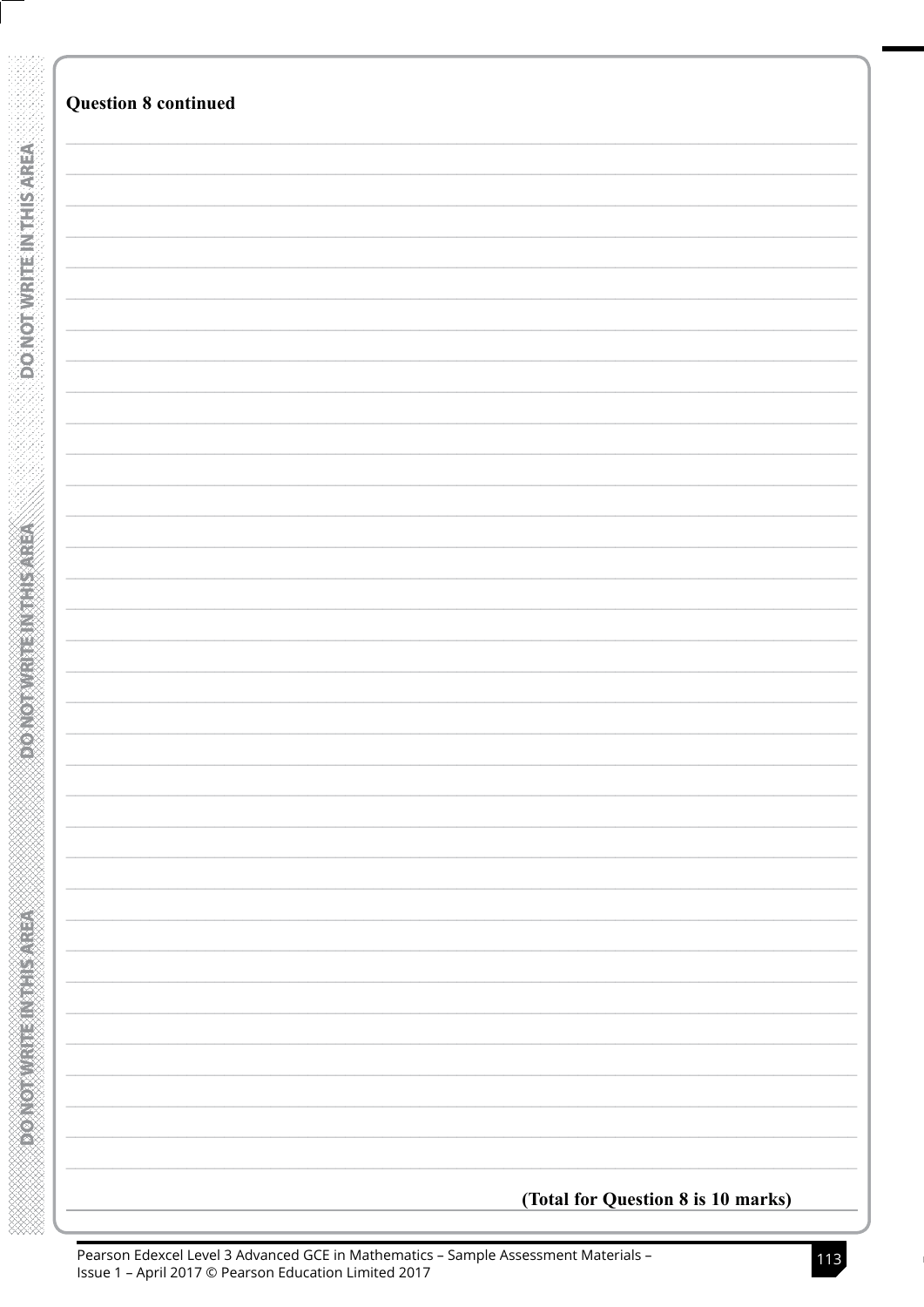**Question 8 continued**

**(Total for Question 8 is 10 marks)**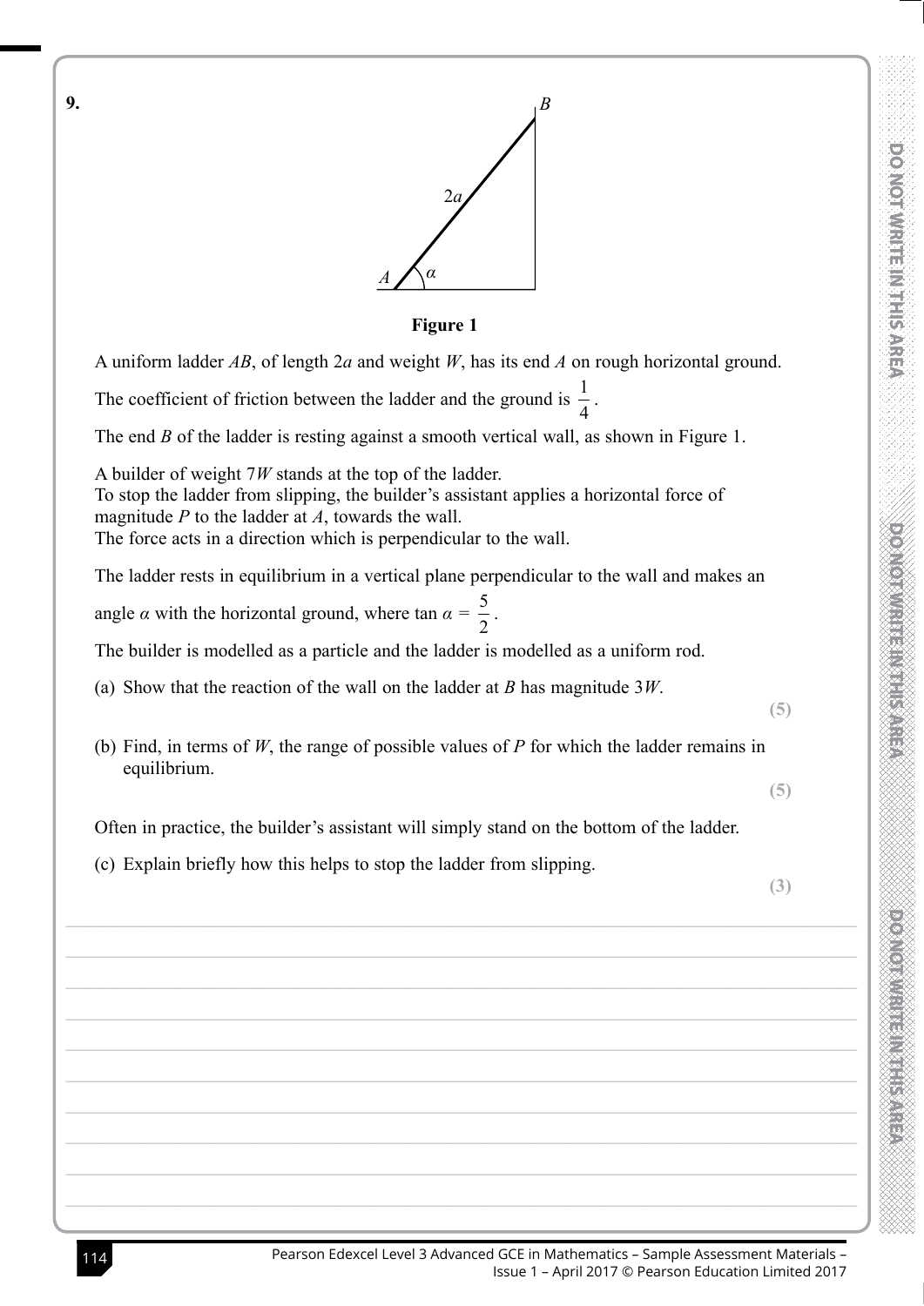**9.**

**Figure 1**

A uniform ladder $AB$, of length $2a$ and weight $W$, has its end $A$ on rough horizontal ground.

The coefficient of friction between the ladder and the ground is $\frac{1}{4}$.

The end $B$ of the ladder is resting against a smooth vertical wall, as shown in Figure 1.

A builder of weight $7W$ stands at the top of the ladder.
To stop the ladder from slipping, the builder's assistant applies a horizontal force of magnitude $P$ to the ladder at $A$, towards the wall.
The force acts in a direction which is perpendicular to the wall.

The ladder rests in equilibrium in a vertical plane perpendicular to the wall and makes an angle $\alpha$ with the horizontal ground, where $\tan \alpha = \frac{5}{2}$.

The builder is modelled as a particle and the ladder is modelled as a uniform rod.

(a) Show that the reaction of the wall on the ladder at $B$ has magnitude $3W$.
**(5)**

(b) Find, in terms of $W$, the range of possible values of $P$ for which the ladder remains in equilibrium.
**(5)**

Often in practice, the builder's assistant will simply stand on the bottom of the ladder.

(c) Explain briefly how this helps to stop the ladder from slipping.
**(3)**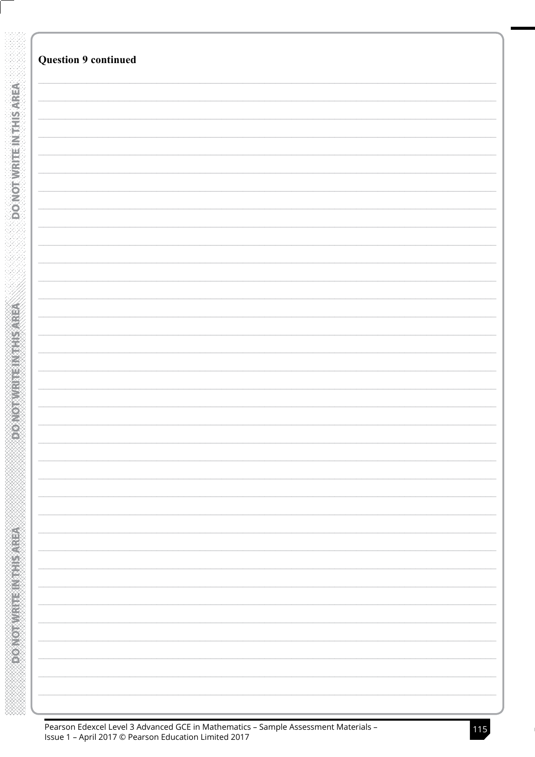**Question 9 continued**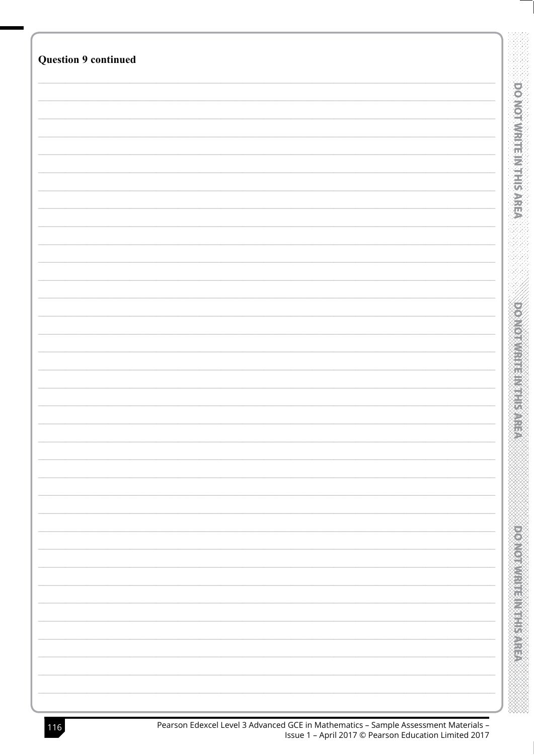**Question 9 continued**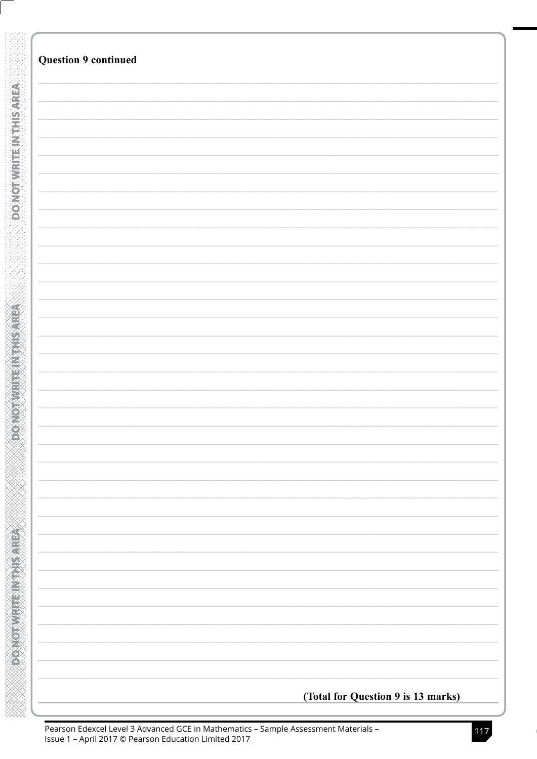**Question 9 continued**

**(Total for Question 9 is 13 marks)**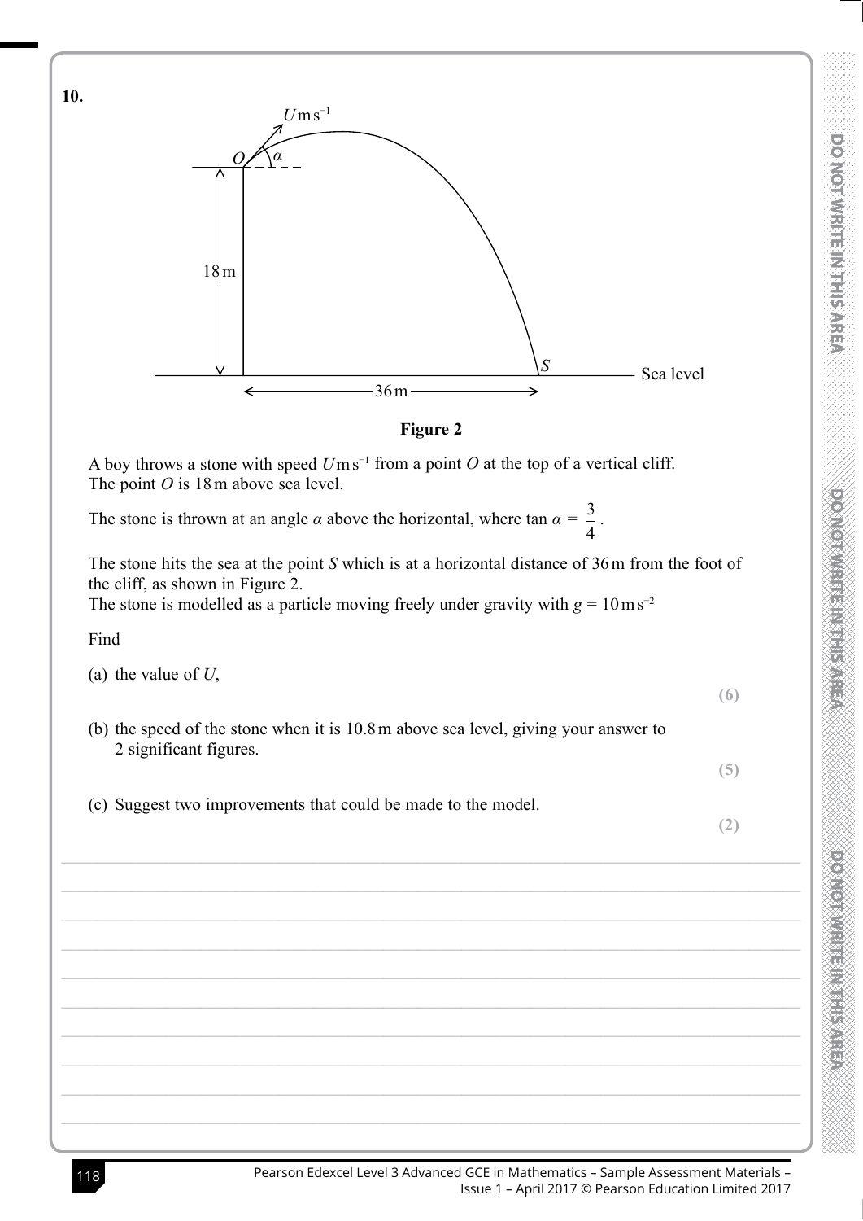**10.**

**Figure 2**

A boy throws a stone with speed $U\,\text{m s}^{-1}$ from a point $O$ at the top of a vertical cliff.
The point $O$ is 18 m above sea level.

The stone is thrown at an angle $\alpha$ above the horizontal, where $\tan \alpha = \dfrac{3}{4}$.

The stone hits the sea at the point $S$ which is at a horizontal distance of 36 m from the foot of the cliff, as shown in Figure 2.
The stone is modelled as a particle moving freely under gravity with $g = 10\,\text{m s}^{-2}$

Find

(a) the value of $U$,

**(6)**

(b) the speed of the stone when it is 10.8 m above sea level, giving your answer to 2 significant figures.

**(5)**

(c) Suggest two improvements that could be made to the model.

**(2)**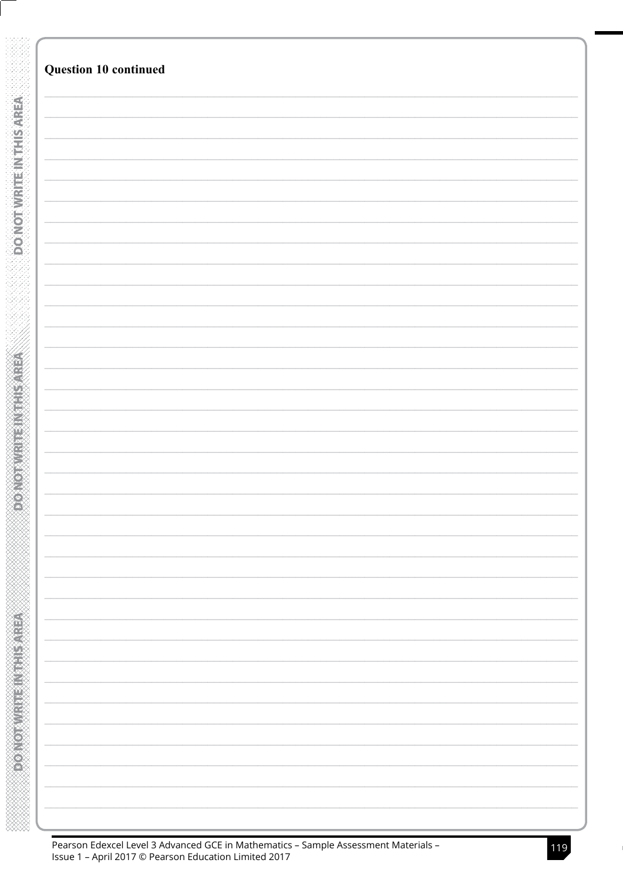**Question 10 continued**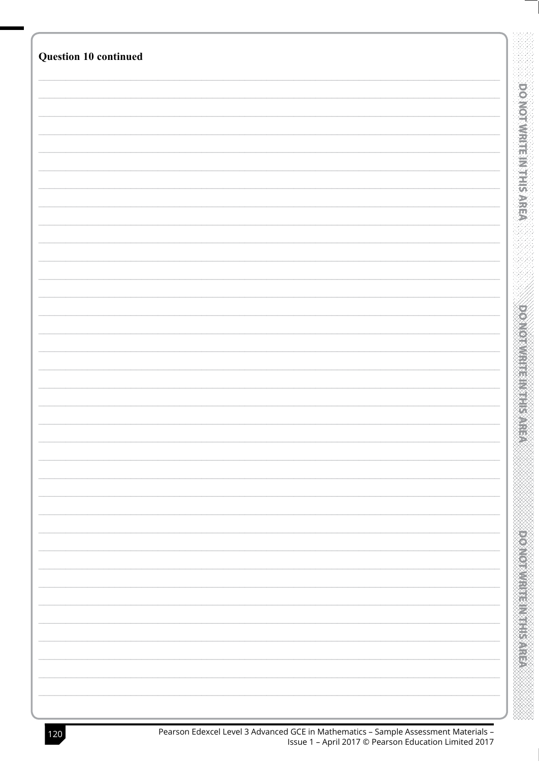**Question 10 continued**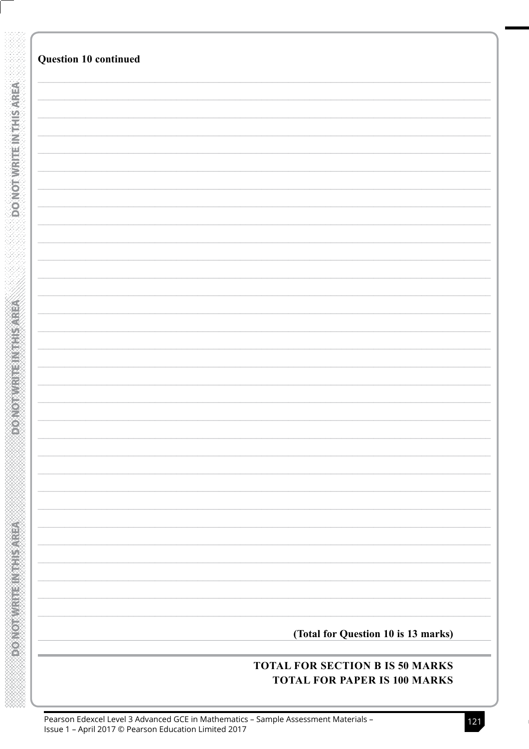**Question 10 continued**

**(Total for Question 10 is 13 marks)**

**TOTAL FOR SECTION B IS 50 MARKS**

**TOTAL FOR PAPER IS 100 MARKS**